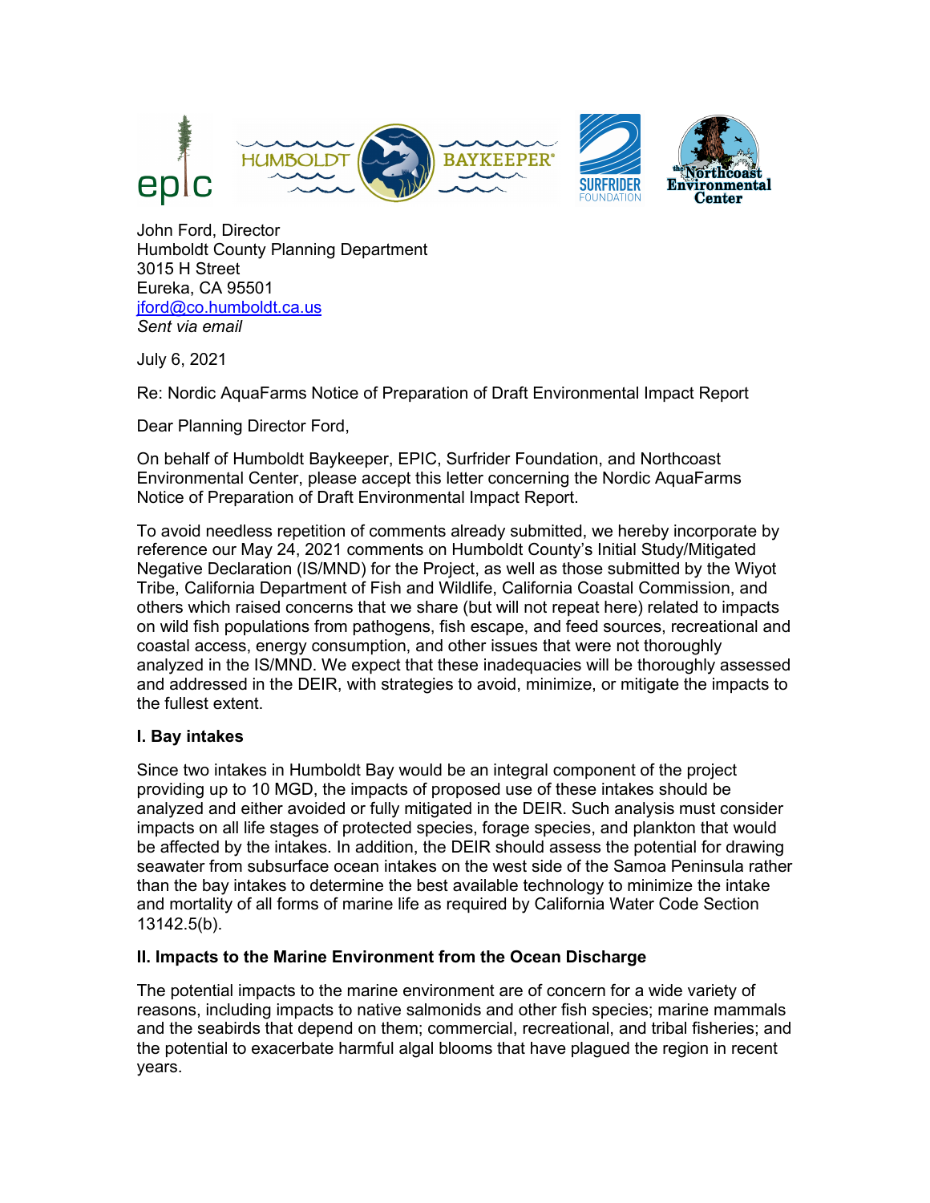John Ford, Director
Humboldt County Planning Department
3015 H Street
Eureka, CA 95501
jford@co.humboldt.ca.us
*Sent via email*

July 6, 2021

Re: Nordic AquaFarms Notice of Preparation of Draft Environmental Impact Report

Dear Planning Director Ford,

On behalf of Humboldt Baykeeper, EPIC, Surfrider Foundation, and Northcoast Environmental Center, please accept this letter concerning the Nordic AquaFarms Notice of Preparation of Draft Environmental Impact Report.

To avoid needless repetition of comments already submitted, we hereby incorporate by reference our May 24, 2021 comments on Humboldt County's Initial Study/Mitigated Negative Declaration (IS/MND) for the Project, as well as those submitted by the Wiyot Tribe, California Department of Fish and Wildlife, California Coastal Commission, and others which raised concerns that we share (but will not repeat here) related to impacts on wild fish populations from pathogens, fish escape, and feed sources, recreational and coastal access, energy consumption, and other issues that were not thoroughly analyzed in the IS/MND. We expect that these inadequacies will be thoroughly assessed and addressed in the DEIR, with strategies to avoid, minimize, or mitigate the impacts to the fullest extent.

**I. Bay intakes**

Since two intakes in Humboldt Bay would be an integral component of the project providing up to 10 MGD, the impacts of proposed use of these intakes should be analyzed and either avoided or fully mitigated in the DEIR. Such analysis must consider impacts on all life stages of protected species, forage species, and plankton that would be affected by the intakes. In addition, the DEIR should assess the potential for drawing seawater from subsurface ocean intakes on the west side of the Samoa Peninsula rather than the bay intakes to determine the best available technology to minimize the intake and mortality of all forms of marine life as required by California Water Code Section 13142.5(b).

**II. Impacts to the Marine Environment from the Ocean Discharge**

The potential impacts to the marine environment are of concern for a wide variety of reasons, including impacts to native salmonids and other fish species; marine mammals and the seabirds that depend on them; commercial, recreational, and tribal fisheries; and the potential to exacerbate harmful algal blooms that have plagued the region in recent years.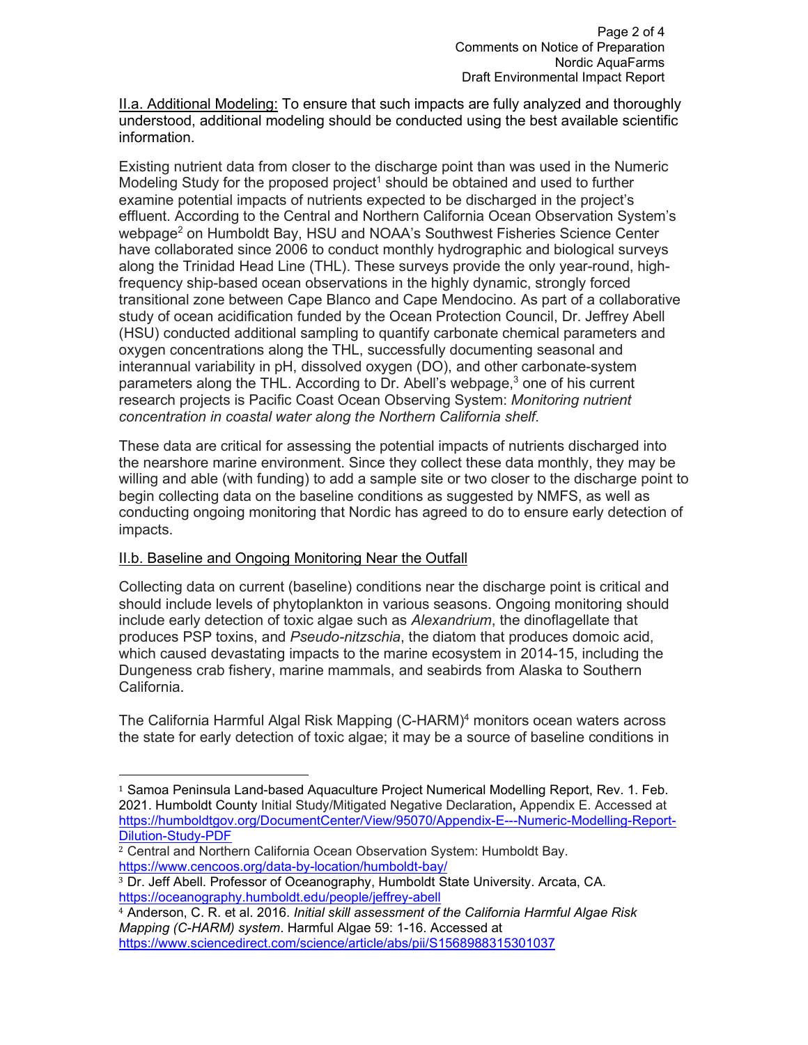II.a. Additional Modeling: To ensure that such impacts are fully analyzed and thoroughly understood, additional modeling should be conducted using the best available scientific information.

Existing nutrient data from closer to the discharge point than was used in the Numeric Modeling Study for the proposed project[1] should be obtained and used to further examine potential impacts of nutrients expected to be discharged in the project's effluent. According to the Central and Northern California Ocean Observation System's webpage[2] on Humboldt Bay, HSU and NOAA's Southwest Fisheries Science Center have collaborated since 2006 to conduct monthly hydrographic and biological surveys along the Trinidad Head Line (THL). These surveys provide the only year-round, high-frequency ship-based ocean observations in the highly dynamic, strongly forced transitional zone between Cape Blanco and Cape Mendocino. As part of a collaborative study of ocean acidification funded by the Ocean Protection Council, Dr. Jeffrey Abell (HSU) conducted additional sampling to quantify carbonate chemical parameters and oxygen concentrations along the THL, successfully documenting seasonal and interannual variability in pH, dissolved oxygen (DO), and other carbonate-system parameters along the THL. According to Dr. Abell's webpage,[3] one of his current research projects is Pacific Coast Ocean Observing System: *Monitoring nutrient concentration in coastal water along the Northern California shelf*.

These data are critical for assessing the potential impacts of nutrients discharged into the nearshore marine environment. Since they collect these data monthly, they may be willing and able (with funding) to add a sample site or two closer to the discharge point to begin collecting data on the baseline conditions as suggested by NMFS, as well as conducting ongoing monitoring that Nordic has agreed to do to ensure early detection of impacts.

II.b. Baseline and Ongoing Monitoring Near the Outfall

Collecting data on current (baseline) conditions near the discharge point is critical and should include levels of phytoplankton in various seasons. Ongoing monitoring should include early detection of toxic algae such as *Alexandrium*, the dinoflagellate that produces PSP toxins, and *Pseudo-nitzschia*, the diatom that produces domoic acid, which caused devastating impacts to the marine ecosystem in 2014-15, including the Dungeness crab fishery, marine mammals, and seabirds from Alaska to Southern California.

The California Harmful Algal Risk Mapping (C-HARM)[4] monitors ocean waters across the state for early detection of toxic algae; it may be a source of baseline conditions in

---

[1] Samoa Peninsula Land-based Aquaculture Project Numerical Modelling Report, Rev. 1. Feb. 2021. Humboldt County Initial Study/Mitigated Negative Declaration, Appendix E. Accessed at https://humboldtgov.org/DocumentCenter/View/95070/Appendix-E---Numeric-Modelling-Report-Dilution-Study-PDF

[2] Central and Northern California Ocean Observation System: Humboldt Bay. https://www.cencoos.org/data-by-location/humboldt-bay/

[3] Dr. Jeff Abell. Professor of Oceanography, Humboldt State University. Arcata, CA. https://oceanography.humboldt.edu/people/jeffrey-abell

[4] Anderson, C. R. et al. 2016. *Initial skill assessment of the California Harmful Algae Risk Mapping (C-HARM) system*. Harmful Algae 59: 1-16. Accessed at https://www.sciencedirect.com/science/article/abs/pii/S1568988315301037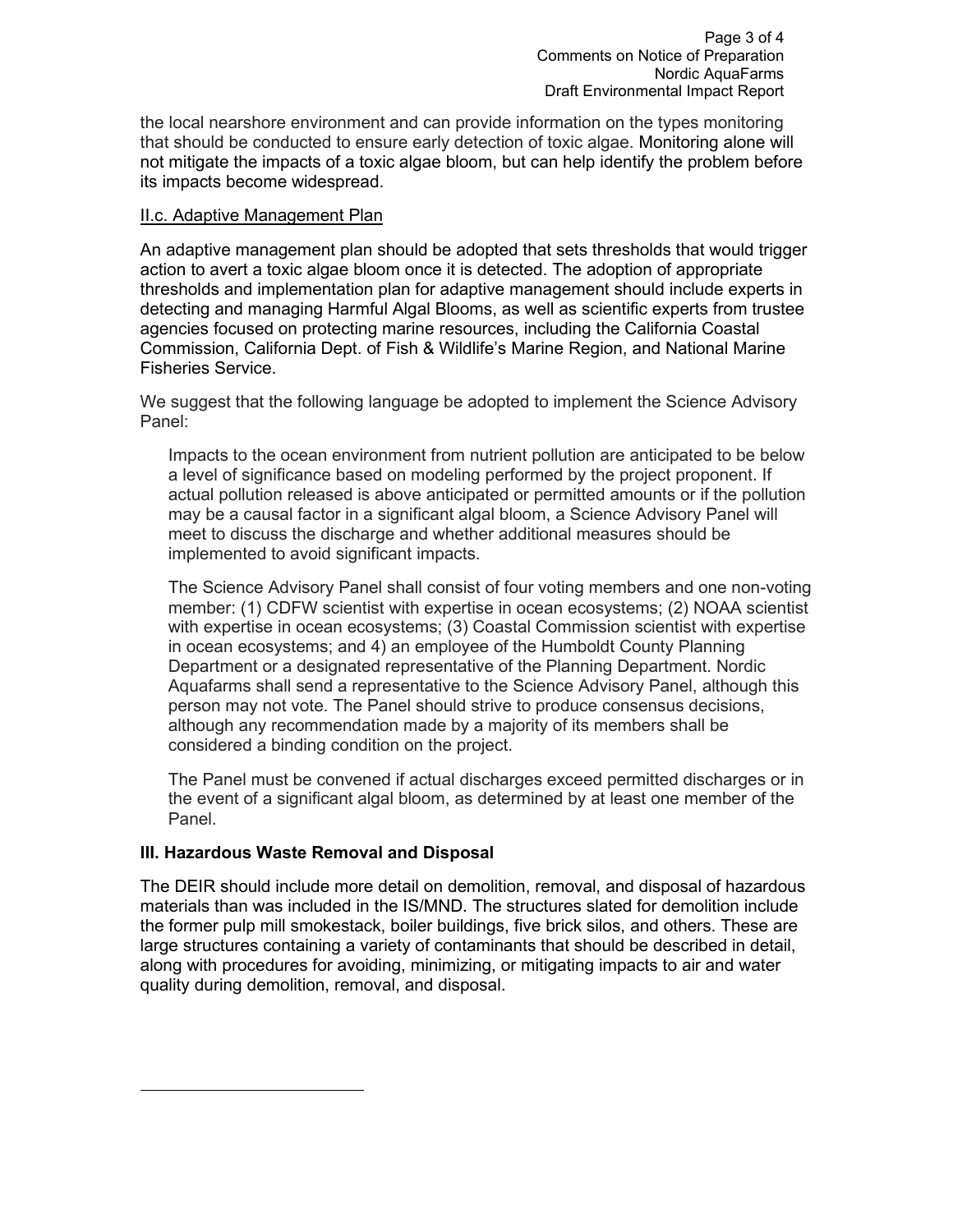the local nearshore environment and can provide information on the types monitoring that should be conducted to ensure early detection of toxic algae. Monitoring alone will not mitigate the impacts of a toxic algae bloom, but can help identify the problem before its impacts become widespread.

II.c. Adaptive Management Plan

An adaptive management plan should be adopted that sets thresholds that would trigger action to avert a toxic algae bloom once it is detected. The adoption of appropriate thresholds and implementation plan for adaptive management should include experts in detecting and managing Harmful Algal Blooms, as well as scientific experts from trustee agencies focused on protecting marine resources, including the California Coastal Commission, California Dept. of Fish & Wildlife's Marine Region, and National Marine Fisheries Service.

We suggest that the following language be adopted to implement the Science Advisory Panel:

> Impacts to the ocean environment from nutrient pollution are anticipated to be below a level of significance based on modeling performed by the project proponent. If actual pollution released is above anticipated or permitted amounts or if the pollution may be a causal factor in a significant algal bloom, a Science Advisory Panel will meet to discuss the discharge and whether additional measures should be implemented to avoid significant impacts.
>
> The Science Advisory Panel shall consist of four voting members and one non-voting member: (1) CDFW scientist with expertise in ocean ecosystems; (2) NOAA scientist with expertise in ocean ecosystems; (3) Coastal Commission scientist with expertise in ocean ecosystems; and 4) an employee of the Humboldt County Planning Department or a designated representative of the Planning Department. Nordic Aquafarms shall send a representative to the Science Advisory Panel, although this person may not vote. The Panel should strive to produce consensus decisions, although any recommendation made by a majority of its members shall be considered a binding condition on the project.
>
> The Panel must be convened if actual discharges exceed permitted discharges or in the event of a significant algal bloom, as determined by at least one member of the Panel.

## III. Hazardous Waste Removal and Disposal

The DEIR should include more detail on demolition, removal, and disposal of hazardous materials than was included in the IS/MND. The structures slated for demolition include the former pulp mill smokestack, boiler buildings, five brick silos, and others. These are large structures containing a variety of contaminants that should be described in detail, along with procedures for avoiding, minimizing, or mitigating impacts to air and water quality during demolition, removal, and disposal.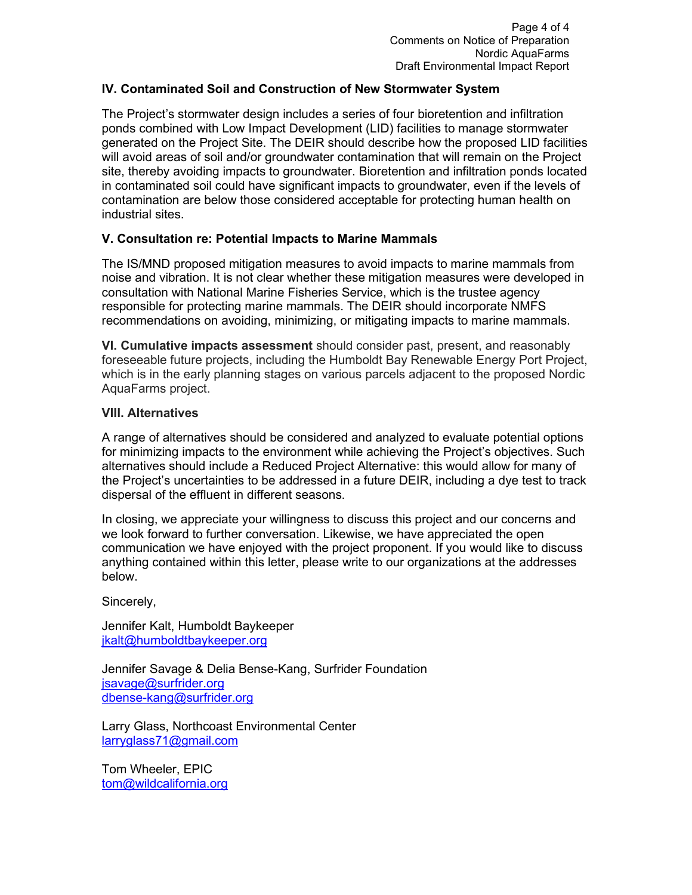### IV. Contaminated Soil and Construction of New Stormwater System

The Project's stormwater design includes a series of four bioretention and infiltration ponds combined with Low Impact Development (LID) facilities to manage stormwater generated on the Project Site. The DEIR should describe how the proposed LID facilities will avoid areas of soil and/or groundwater contamination that will remain on the Project site, thereby avoiding impacts to groundwater. Bioretention and infiltration ponds located in contaminated soil could have significant impacts to groundwater, even if the levels of contamination are below those considered acceptable for protecting human health on industrial sites.

### V. Consultation re: Potential Impacts to Marine Mammals

The IS/MND proposed mitigation measures to avoid impacts to marine mammals from noise and vibration. It is not clear whether these mitigation measures were developed in consultation with National Marine Fisheries Service, which is the trustee agency responsible for protecting marine mammals. The DEIR should incorporate NMFS recommendations on avoiding, minimizing, or mitigating impacts to marine mammals.

**VI. Cumulative impacts assessment** should consider past, present, and reasonably foreseeable future projects, including the Humboldt Bay Renewable Energy Port Project, which is in the early planning stages on various parcels adjacent to the proposed Nordic AquaFarms project.

### VIII. Alternatives

A range of alternatives should be considered and analyzed to evaluate potential options for minimizing impacts to the environment while achieving the Project's objectives. Such alternatives should include a Reduced Project Alternative: this would allow for many of the Project's uncertainties to be addressed in a future DEIR, including a dye test to track dispersal of the effluent in different seasons.

In closing, we appreciate your willingness to discuss this project and our concerns and we look forward to further conversation. Likewise, we have appreciated the open communication we have enjoyed with the project proponent. If you would like to discuss anything contained within this letter, please write to our organizations at the addresses below.

Sincerely,

Jennifer Kalt, Humboldt Baykeeper
jkalt@humboldtbaykeeper.org

Jennifer Savage & Delia Bense-Kang, Surfrider Foundation
jsavage@surfrider.org
dbense-kang@surfrider.org

Larry Glass, Northcoast Environmental Center
larryglass71@gmail.com

Tom Wheeler, EPIC
tom@wildcalifornia.org